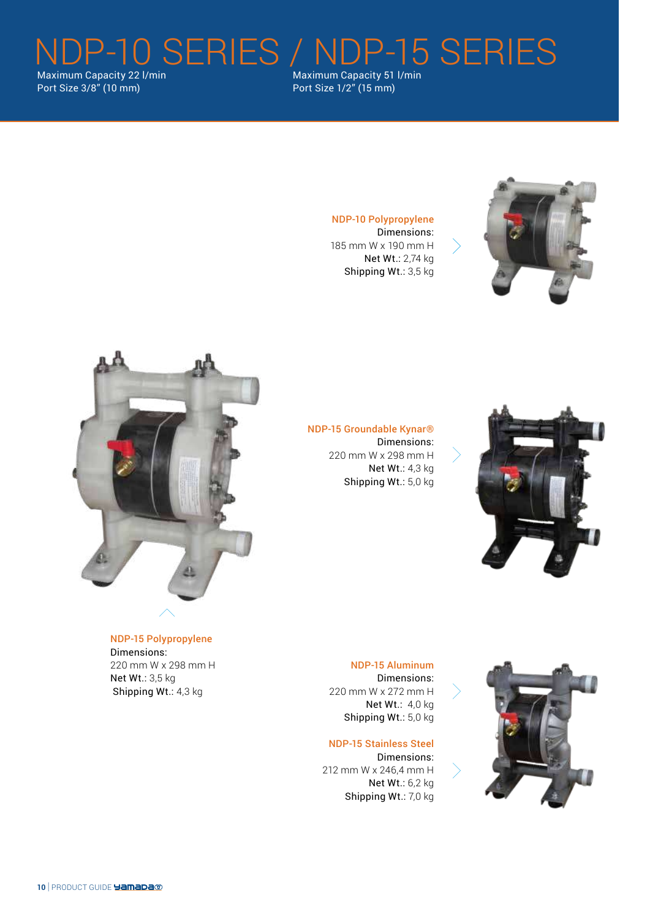# NDP-10 SERIES / NDP-15 SERIES

Maximum Capacity 22 l/min
Port Size 3/8" (10 mm)

Maximum Capacity 51 l/min
Port Size 1/2" (15 mm)

**NDP-10 Polypropylene**
Dimensions:
185 mm W x 190 mm H
**Net Wt.:** 2,74 kg
**Shipping Wt.:** 3,5 kg

**NDP-15 Groundable Kynar®**
Dimensions:
220 mm W x 298 mm H
**Net Wt.:** 4,3 kg
**Shipping Wt.:** 5,0 kg

**NDP-15 Polypropylene**
Dimensions:
220 mm W x 298 mm H
**Net Wt.:** 3,5 kg
**Shipping Wt.:** 4,3 kg

**NDP-15 Aluminum**
Dimensions:
220 mm W x 272 mm H
**Net Wt.:** 4,0 kg
**Shipping Wt.:** 5,0 kg

**NDP-15 Stainless Steel**
Dimensions:
212 mm W x 246,4 mm H
**Net Wt.:** 6,2 kg
**Shipping Wt.:** 7,0 kg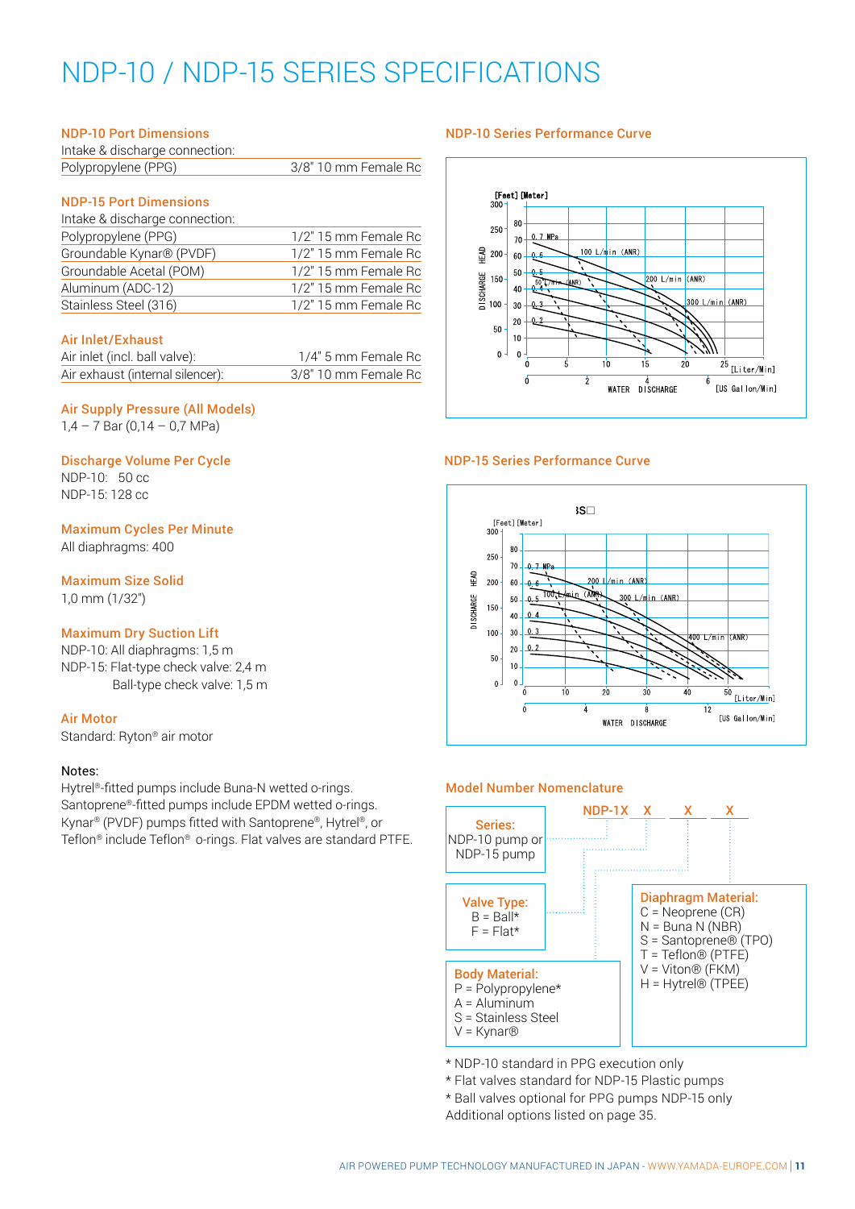# NDP-10 / NDP-15 SERIES SPECIFICATIONS

## NDP-10 Port Dimensions

| Intake & discharge connection: | |
|---|---|
| Polypropylene (PPG) | 3/8" 10 mm Female Rc |

## NDP-15 Port Dimensions

| Intake & discharge connection: | |
|---|---|
| Polypropylene (PPG) | 1/2" 15 mm Female Rc |
| Groundable Kynar® (PVDF) | 1/2" 15 mm Female Rc |
| Groundable Acetal (POM) | 1/2" 15 mm Female Rc |
| Aluminum (ADC-12) | 1/2" 15 mm Female Rc |
| Stainless Steel (316) | 1/2" 15 mm Female Rc |

## Air Inlet/Exhaust

| | |
|---|---|
| Air inlet (incl. ball valve): | 1/4" 5 mm Female Rc |
| Air exhaust (internal silencer): | 3/8" 10 mm Female Rc |

## Air Supply Pressure (All Models)

1,4 – 7 Bar (0,14 – 0,7 MPa)

## Discharge Volume Per Cycle

NDP-10: 50 cc
NDP-15: 128 cc

## Maximum Cycles Per Minute

All diaphragms: 400

## Maximum Size Solid

1,0 mm (1/32")

## Maximum Dry Suction Lift

NDP-10: All diaphragms: 1,5 m
NDP-15: Flat-type check valve: 2,4 m
Ball-type check valve: 1,5 m

## Air Motor

Standard: Ryton® air motor

Notes:
Hytrel®-fitted pumps include Buna-N wetted o-rings.
Santoprene®-fitted pumps include EPDM wetted o-rings.
Kynar® (PVDF) pumps fitted with Santoprene®, Hytrel®, or Teflon® include Teflon® o-rings. Flat valves are standard PTFE.

## NDP-10 Series Performance Curve

[Feet] [Meter]
DISCHARGE HEAD
0.7 MPa, 0.6, 0.5, 0.4, 0.3, 0.2
50 L/min (ANR), 100 L/min (ANR), 200 L/min (ANR), 300 L/min (ANR)
0 5 10 15 20 25 [Liter/Min]
0 2 4 6 [US Gallon/Min]
WATER DISCHARGE

## NDP-15 Series Performance Curve

[Feet] [Meter]
DISCHARGE HEAD
0.7 MPa, 0.6, 0.5, 0.4, 0.3, 0.2
100 L/min (ANR), 200 L/min (ANR), 300 L/min (ANR), 400 L/min (ANR)
0 10 20 30 40 50 [Liter/Min]
0 4 8 12 [US Gallon/Min]
WATER DISCHARGE

## Model Number Nomenclature

NDP-1X X X X

**Series:** NDP-10 pump or NDP-15 pump

**Valve Type:**
B = Ball*
F = Flat*

**Body Material:**
P = Polypropylene*
A = Aluminum
S = Stainless Steel
V = Kynar®

**Diaphragm Material:**
C = Neoprene (CR)
N = Buna N (NBR)
S = Santoprene® (TPO)
T = Teflon® (PTFE)
V = Viton® (FKM)
H = Hytrel® (TPEE)

\* NDP-10 standard in PPG execution only
\* Flat valves standard for NDP-15 Plastic pumps
\* Ball valves optional for PPG pumps NDP-15 only
Additional options listed on page 35.